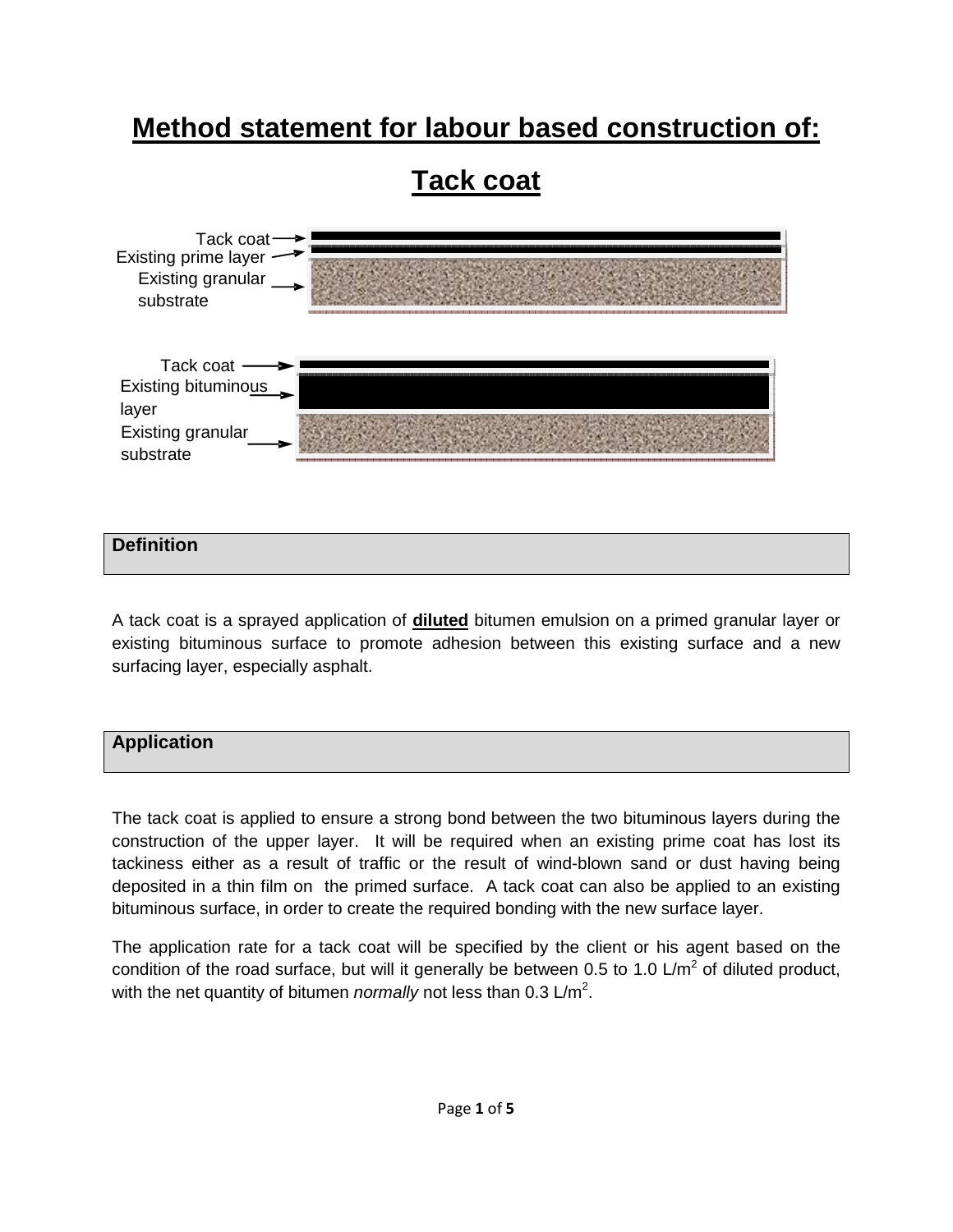# Method statement for labour based construction of:

# Tack coat

Tack coat
Existing prime layer
Existing granular substrate

Tack coat
Existing bituminous layer
Existing granular substrate

## Definition

A tack coat is a sprayed application of **diluted** bitumen emulsion on a primed granular layer or existing bituminous surface to promote adhesion between this existing surface and a new surfacing layer, especially asphalt.

## Application

The tack coat is applied to ensure a strong bond between the two bituminous layers during the construction of the upper layer. It will be required when an existing prime coat has lost its tackiness either as a result of traffic or the result of wind-blown sand or dust having being deposited in a thin film on the primed surface. A tack coat can also be applied to an existing bituminous surface, in order to create the required bonding with the new surface layer.

The application rate for a tack coat will be specified by the client or his agent based on the condition of the road surface, but will it generally be between 0.5 to 1.0 L/$m^2$ of diluted product, with the net quantity of bitumen *normally* not less than 0.3 L/$m^2$.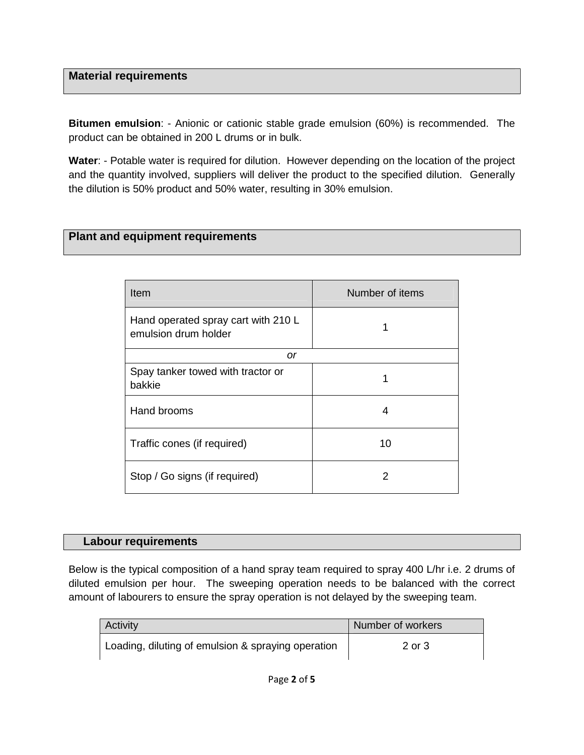## Material requirements

**Bitumen emulsion**: - Anionic or cationic stable grade emulsion (60%) is recommended. The product can be obtained in 200 L drums or in bulk.

**Water**: - Potable water is required for dilution. However depending on the location of the project and the quantity involved, suppliers will deliver the product to the specified dilution. Generally the dilution is 50% product and 50% water, resulting in 30% emulsion.

## Plant and equipment requirements

| Item | Number of items |
|---|---|
| Hand operated spray cart with 210 L emulsion drum holder | 1 |
| *or* | |
| Spay tanker towed with tractor or bakkie | 1 |
| Hand brooms | 4 |
| Traffic cones (if required) | 10 |
| Stop / Go signs (if required) | 2 |

## Labour requirements

Below is the typical composition of a hand spray team required to spray 400 L/hr i.e. 2 drums of diluted emulsion per hour. The sweeping operation needs to be balanced with the correct amount of labourers to ensure the spray operation is not delayed by the sweeping team.

| Activity | Number of workers |
|---|---|
| Loading, diluting of emulsion & spraying operation | 2 or 3 |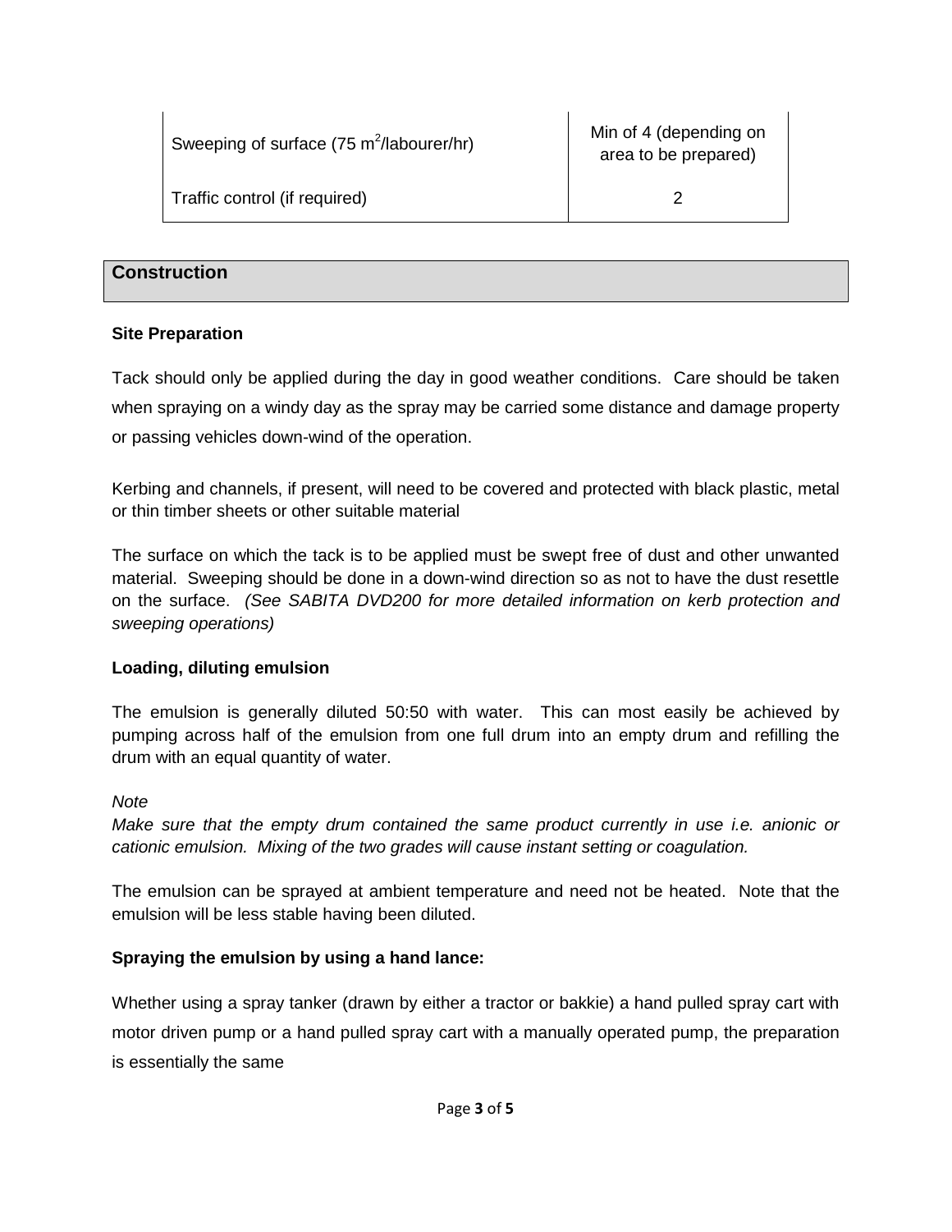| | |
|---|---|
| Sweeping of surface (75 $m^2$/labourer/hr) | Min of 4 (depending on area to be prepared) |
| Traffic control (if required) | 2 |

## Construction

### Site Preparation

Tack should only be applied during the day in good weather conditions. Care should be taken when spraying on a windy day as the spray may be carried some distance and damage property or passing vehicles down-wind of the operation.

Kerbing and channels, if present, will need to be covered and protected with black plastic, metal or thin timber sheets or other suitable material

The surface on which the tack is to be applied must be swept free of dust and other unwanted material. Sweeping should be done in a down-wind direction so as not to have the dust resettle on the surface. *(See SABITA DVD200 for more detailed information on kerb protection and sweeping operations)*

### Loading, diluting emulsion

The emulsion is generally diluted 50:50 with water. This can most easily be achieved by pumping across half of the emulsion from one full drum into an empty drum and refilling the drum with an equal quantity of water.

*Note*

*Make sure that the empty drum contained the same product currently in use i.e. anionic or cationic emulsion. Mixing of the two grades will cause instant setting or coagulation.*

The emulsion can be sprayed at ambient temperature and need not be heated. Note that the emulsion will be less stable having been diluted.

### Spraying the emulsion by using a hand lance:

Whether using a spray tanker (drawn by either a tractor or bakkie) a hand pulled spray cart with motor driven pump or a hand pulled spray cart with a manually operated pump, the preparation is essentially the same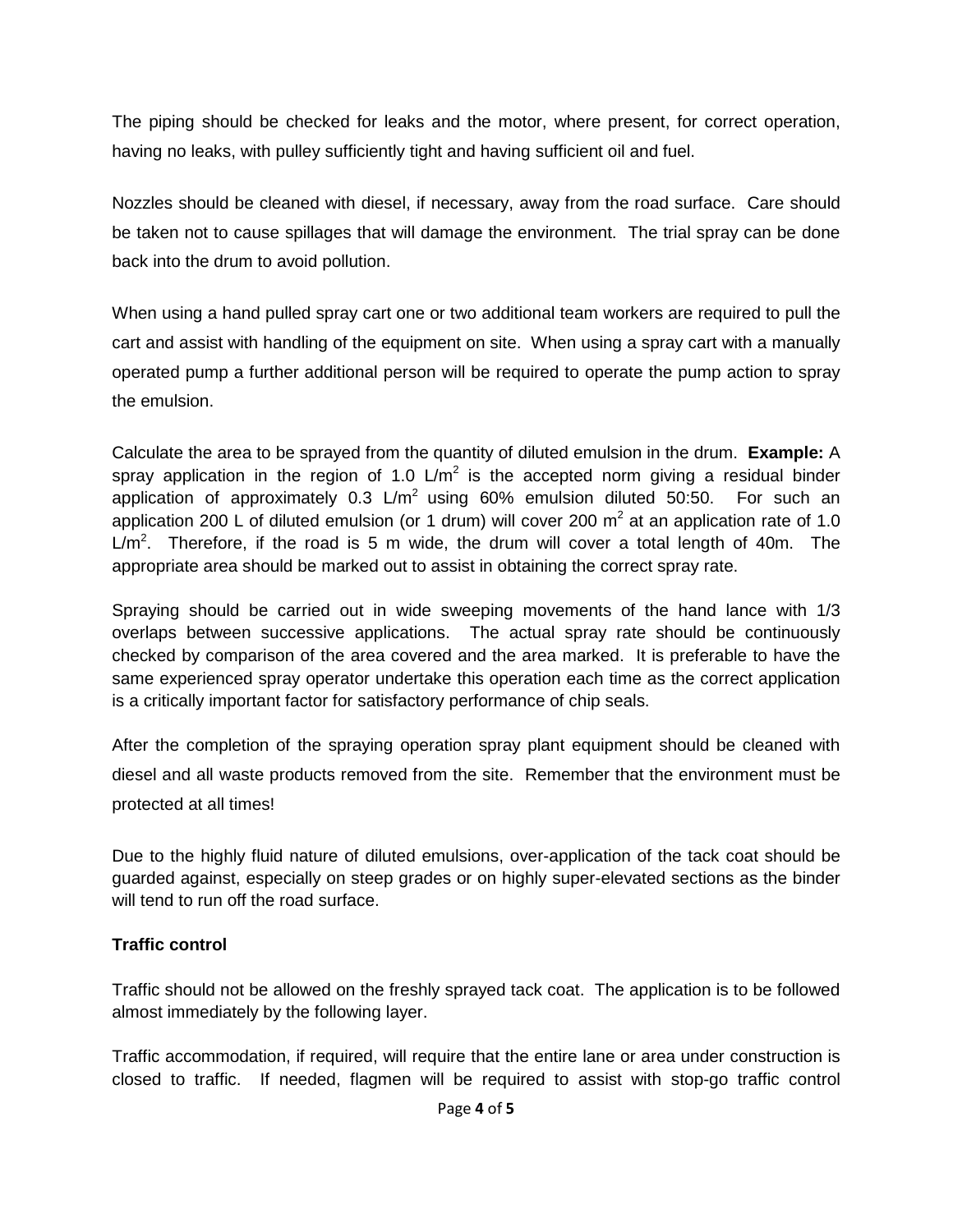The piping should be checked for leaks and the motor, where present, for correct operation, having no leaks, with pulley sufficiently tight and having sufficient oil and fuel.

Nozzles should be cleaned with diesel, if necessary, away from the road surface. Care should be taken not to cause spillages that will damage the environment. The trial spray can be done back into the drum to avoid pollution.

When using a hand pulled spray cart one or two additional team workers are required to pull the cart and assist with handling of the equipment on site. When using a spray cart with a manually operated pump a further additional person will be required to operate the pump action to spray the emulsion.

Calculate the area to be sprayed from the quantity of diluted emulsion in the drum. **Example:** A spray application in the region of 1.0 L/m$^2$ is the accepted norm giving a residual binder application of approximately 0.3 L/m$^2$ using 60% emulsion diluted 50:50. For such an application 200 L of diluted emulsion (or 1 drum) will cover 200 m$^2$ at an application rate of 1.0 L/m$^2$. Therefore, if the road is 5 m wide, the drum will cover a total length of 40m. The appropriate area should be marked out to assist in obtaining the correct spray rate.

Spraying should be carried out in wide sweeping movements of the hand lance with 1/3 overlaps between successive applications. The actual spray rate should be continuously checked by comparison of the area covered and the area marked. It is preferable to have the same experienced spray operator undertake this operation each time as the correct application is a critically important factor for satisfactory performance of chip seals.

After the completion of the spraying operation spray plant equipment should be cleaned with diesel and all waste products removed from the site. Remember that the environment must be protected at all times!

Due to the highly fluid nature of diluted emulsions, over-application of the tack coat should be guarded against, especially on steep grades or on highly super-elevated sections as the binder will tend to run off the road surface.

**Traffic control**

Traffic should not be allowed on the freshly sprayed tack coat. The application is to be followed almost immediately by the following layer.

Traffic accommodation, if required, will require that the entire lane or area under construction is closed to traffic. If needed, flagmen will be required to assist with stop-go traffic control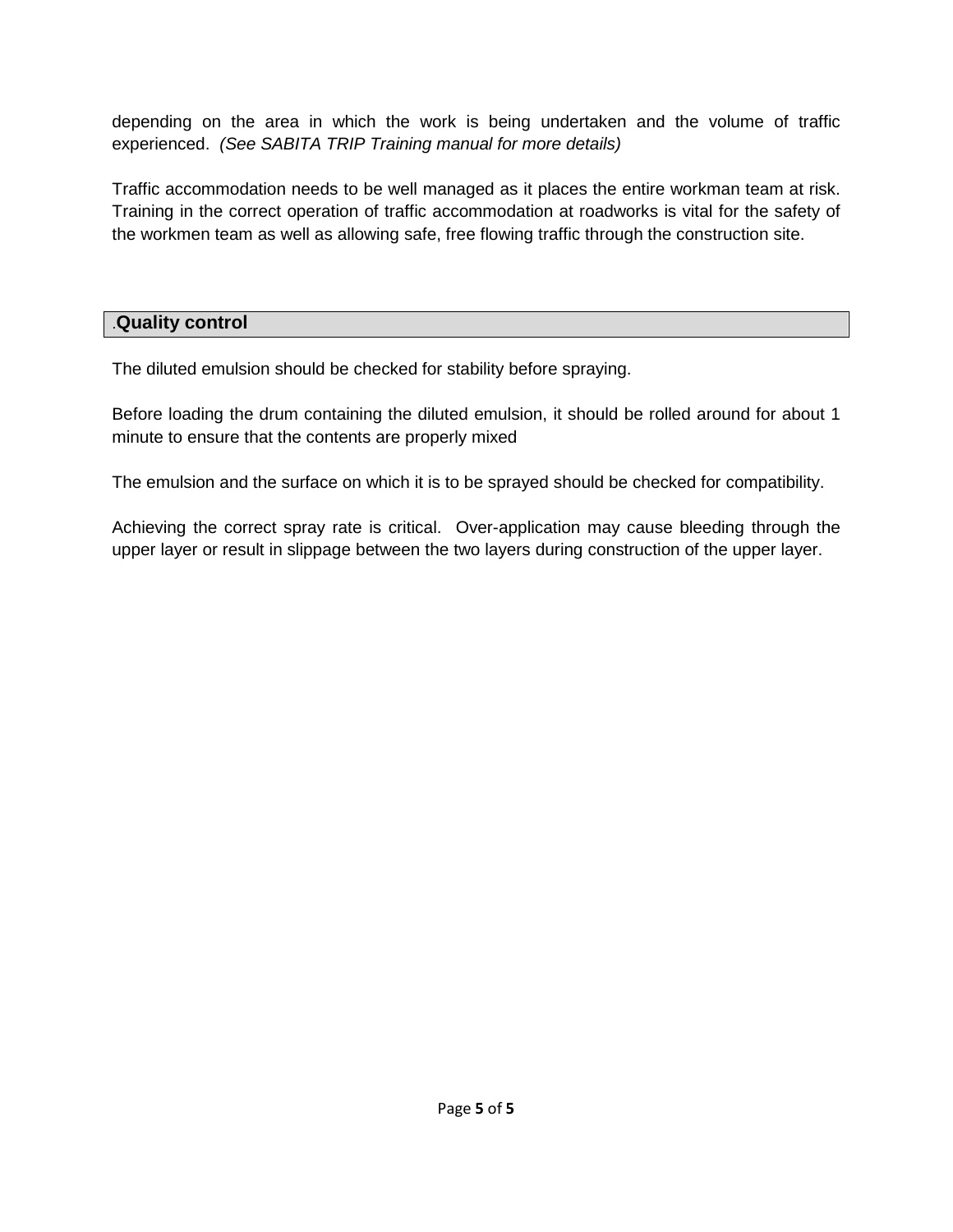depending on the area in which the work is being undertaken and the volume of traffic experienced. *(See SABITA TRIP Training manual for more details)*

Traffic accommodation needs to be well managed as it places the entire workman team at risk. Training in the correct operation of traffic accommodation at roadworks is vital for the safety of the workmen team as well as allowing safe, free flowing traffic through the construction site.

## .Quality control

The diluted emulsion should be checked for stability before spraying.

Before loading the drum containing the diluted emulsion, it should be rolled around for about 1 minute to ensure that the contents are properly mixed

The emulsion and the surface on which it is to be sprayed should be checked for compatibility.

Achieving the correct spray rate is critical. Over-application may cause bleeding through the upper layer or result in slippage between the two layers during construction of the upper layer.